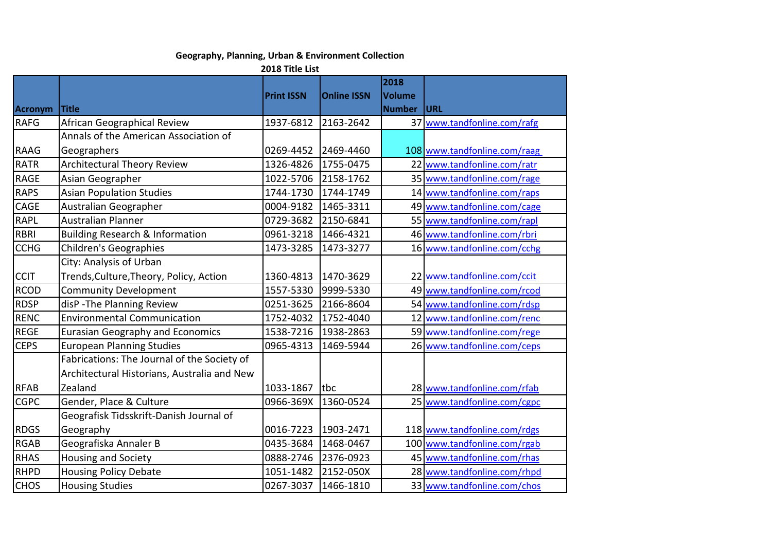**Geography, Planning, Urban & Environment Collection**

**2018 Title List**

| Acronym | Title | Print ISSN | Online ISSN | 2018 Volume Number | URL |
|---|---|---|---|---|---|
| RAFG | African Geographical Review | 1937-6812 | 2163-2642 | 37 | www.tandfonline.com/rafg |
| RAAG | Annals of the American Association of Geographers | 0269-4452 | 2469-4460 | 108 | www.tandfonline.com/raag |
| RATR | Architectural Theory Review | 1326-4826 | 1755-0475 | 22 | www.tandfonline.com/ratr |
| RAGE | Asian Geographer | 1022-5706 | 2158-1762 | 35 | www.tandfonline.com/rage |
| RAPS | Asian Population Studies | 1744-1730 | 1744-1749 | 14 | www.tandfonline.com/raps |
| CAGE | Australian Geographer | 0004-9182 | 1465-3311 | 49 | www.tandfonline.com/cage |
| RAPL | Australian Planner | 0729-3682 | 2150-6841 | 55 | www.tandfonline.com/rapl |
| RBRI | Building Research & Information | 0961-3218 | 1466-4321 | 46 | www.tandfonline.com/rbri |
| CCHG | Children's Geographies | 1473-3285 | 1473-3277 | 16 | www.tandfonline.com/cchg |
| CCIT | City: Analysis of Urban Trends,Culture,Theory, Policy, Action | 1360-4813 | 1470-3629 | 22 | www.tandfonline.com/ccit |
| RCOD | Community Development | 1557-5330 | 9999-5330 | 49 | www.tandfonline.com/rcod |
| RDSP | disP -The Planning Review | 0251-3625 | 2166-8604 | 54 | www.tandfonline.com/rdsp |
| RENC | Environmental Communication | 1752-4032 | 1752-4040 | 12 | www.tandfonline.com/renc |
| REGE | Eurasian Geography and Economics | 1538-7216 | 1938-2863 | 59 | www.tandfonline.com/rege |
| CEPS | European Planning Studies | 0965-4313 | 1469-5944 | 26 | www.tandfonline.com/ceps |
| RFAB | Fabrications: The Journal of the Society of Architectural Historians, Australia and New Zealand | 1033-1867 | tbc | 28 | www.tandfonline.com/rfab |
| CGPC | Gender, Place & Culture | 0966-369X | 1360-0524 | 25 | www.tandfonline.com/cgpc |
| RDGS | Geografisk Tidsskrift-Danish Journal of Geography | 0016-7223 | 1903-2471 | 118 | www.tandfonline.com/rdgs |
| RGAB | Geografiska Annaler B | 0435-3684 | 1468-0467 | 100 | www.tandfonline.com/rgab |
| RHAS | Housing and Society | 0888-2746 | 2376-0923 | 45 | www.tandfonline.com/rhas |
| RHPD | Housing Policy Debate | 1051-1482 | 2152-050X | 28 | www.tandfonline.com/rhpd |
| CHOS | Housing Studies | 0267-3037 | 1466-1810 | 33 | www.tandfonline.com/chos |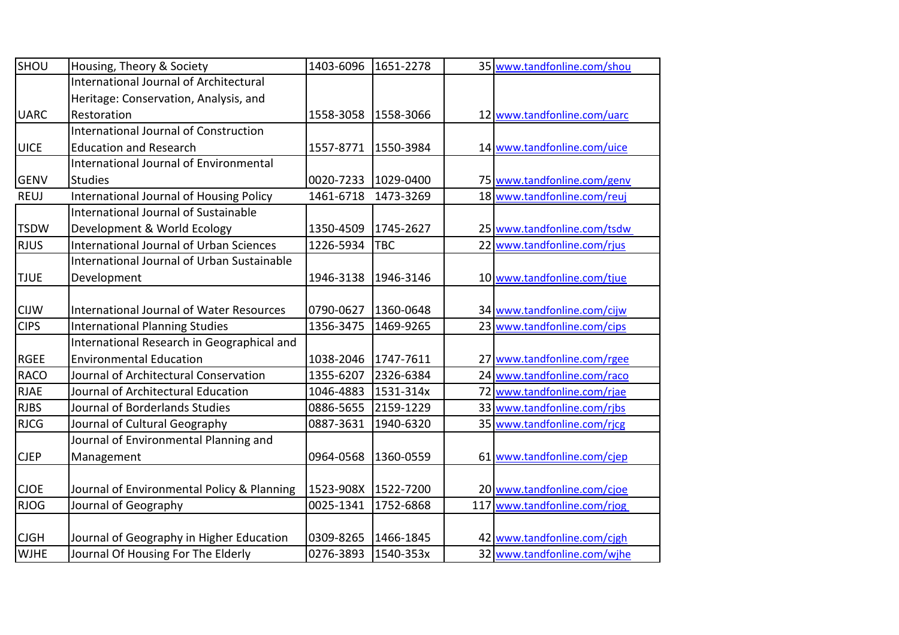| SHOU | Housing, Theory & Society | 1403-6096 | 1651-2278 | 35 | www.tandfonline.com/shou |
|---|---|---|---|---|---|
| UARC | International Journal of Architectural Heritage: Conservation, Analysis, and Restoration | 1558-3058 | 1558-3066 | 12 | www.tandfonline.com/uarc |
| UICE | International Journal of Construction Education and Research | 1557-8771 | 1550-3984 | 14 | www.tandfonline.com/uice |
| GENV | International Journal of Environmental Studies | 0020-7233 | 1029-0400 | 75 | www.tandfonline.com/genv |
| REUJ | International Journal of Housing Policy | 1461-6718 | 1473-3269 | 18 | www.tandfonline.com/reuj |
| TSDW | International Journal of Sustainable Development & World Ecology | 1350-4509 | 1745-2627 | 25 | www.tandfonline.com/tsdw |
| RJUS | International Journal of Urban Sciences | 1226-5934 | TBC | 22 | www.tandfonline.com/rjus |
| TJUE | International Journal of Urban Sustainable Development | 1946-3138 | 1946-3146 | 10 | www.tandfonline.com/tjue |
| CIJW | International Journal of Water Resources | 0790-0627 | 1360-0648 | 34 | www.tandfonline.com/cijw |
| CIPS | International Planning Studies | 1356-3475 | 1469-9265 | 23 | www.tandfonline.com/cips |
| RGEE | International Research in Geographical and Environmental Education | 1038-2046 | 1747-7611 | 27 | www.tandfonline.com/rgee |
| RACO | Journal of Architectural Conservation | 1355-6207 | 2326-6384 | 24 | www.tandfonline.com/raco |
| RJAE | Journal of Architectural Education | 1046-4883 | 1531-314x | 72 | www.tandfonline.com/rjae |
| RJBS | Journal of Borderlands Studies | 0886-5655 | 2159-1229 | 33 | www.tandfonline.com/rjbs |
| RJCG | Journal of Cultural Geography | 0887-3631 | 1940-6320 | 35 | www.tandfonline.com/rjcg |
| CJEP | Journal of Environmental Planning and Management | 0964-0568 | 1360-0559 | 61 | www.tandfonline.com/cjep |
| CJOE | Journal of Environmental Policy & Planning | 1523-908X | 1522-7200 | 20 | www.tandfonline.com/cjoe |
| RJOG | Journal of Geography | 0025-1341 | 1752-6868 | 117 | www.tandfonline.com/rjog |
| CJGH | Journal of Geography in Higher Education | 0309-8265 | 1466-1845 | 42 | www.tandfonline.com/cjgh |
| WJHE | Journal Of Housing For The Elderly | 0276-3893 | 1540-353x | 32 | www.tandfonline.com/wjhe |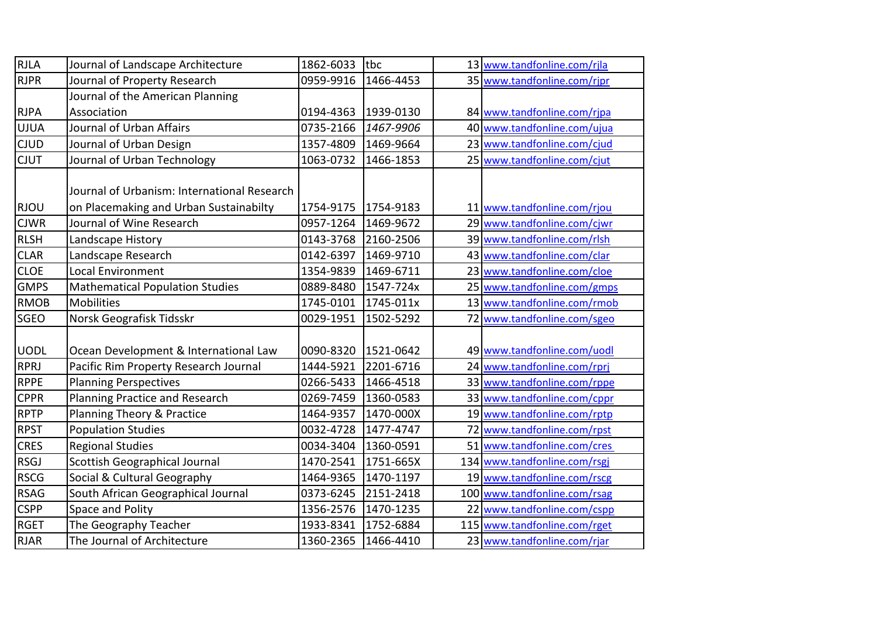| | | | | | |
|---|---|---|---|---|---|
| RJLA | Journal of Landscape Architecture | 1862-6033 | tbc | 13 | www.tandfonline.com/rjla |
| RJPR | Journal of Property Research | 0959-9916 | 1466-4453 | 35 | www.tandfonline.com/rjpr |
| RJPA | Journal of the American Planning Association | 0194-4363 | 1939-0130 | 84 | www.tandfonline.com/rjpa |
| UJUA | Journal of Urban Affairs | 0735-2166 | *1467-9906* | 40 | www.tandfonline.com/ujua |
| CJUD | Journal of Urban Design | 1357-4809 | 1469-9664 | 23 | www.tandfonline.com/cjud |
| CJUT | Journal of Urban Technology | 1063-0732 | 1466-1853 | 25 | www.tandfonline.com/cjut |
| RJOU | Journal of Urbanism: International Research on Placemaking and Urban Sustainabilty | 1754-9175 | 1754-9183 | 11 | www.tandfonline.com/rjou |
| CJWR | Journal of Wine Research | 0957-1264 | 1469-9672 | 29 | www.tandfonline.com/cjwr |
| RLSH | Landscape History | 0143-3768 | 2160-2506 | 39 | www.tandfonline.com/rlsh |
| CLAR | Landscape Research | 0142-6397 | 1469-9710 | 43 | www.tandfonline.com/clar |
| CLOE | Local Environment | 1354-9839 | 1469-6711 | 23 | www.tandfonline.com/cloe |
| GMPS | Mathematical Population Studies | 0889-8480 | 1547-724x | 25 | www.tandfonline.com/gmps |
| RMOB | Mobilities | 1745-0101 | 1745-011x | 13 | www.tandfonline.com/rmob |
| SGEO | Norsk Geografisk Tidsskr | 0029-1951 | 1502-5292 | 72 | www.tandfonline.com/sgeo |
| UODL | Ocean Development & International Law | 0090-8320 | 1521-0642 | 49 | www.tandfonline.com/uodl |
| RPRJ | Pacific Rim Property Research Journal | 1444-5921 | 2201-6716 | 24 | www.tandfonline.com/rprj |
| RPPE | Planning Perspectives | 0266-5433 | 1466-4518 | 33 | www.tandfonline.com/rppe |
| CPPR | Planning Practice and Research | 0269-7459 | 1360-0583 | 33 | www.tandfonline.com/cppr |
| RPTP | Planning Theory & Practice | 1464-9357 | 1470-000X | 19 | www.tandfonline.com/rptp |
| RPST | Population Studies | 0032-4728 | 1477-4747 | 72 | www.tandfonline.com/rpst |
| CRES | Regional Studies | 0034-3404 | 1360-0591 | 51 | www.tandfonline.com/cres |
| RSGJ | Scottish Geographical Journal | 1470-2541 | 1751-665X | 134 | www.tandfonline.com/rsgj |
| RSCG | Social & Cultural Geography | 1464-9365 | 1470-1197 | 19 | www.tandfonline.com/rscg |
| RSAG | South African Geographical Journal | 0373-6245 | 2151-2418 | 100 | www.tandfonline.com/rsag |
| CSPP | Space and Polity | 1356-2576 | 1470-1235 | 22 | www.tandfonline.com/cspp |
| RGET | The Geography Teacher | 1933-8341 | 1752-6884 | 115 | www.tandfonline.com/rget |
| RJAR | The Journal of Architecture | 1360-2365 | 1466-4410 | 23 | www.tandfonline.com/rjar |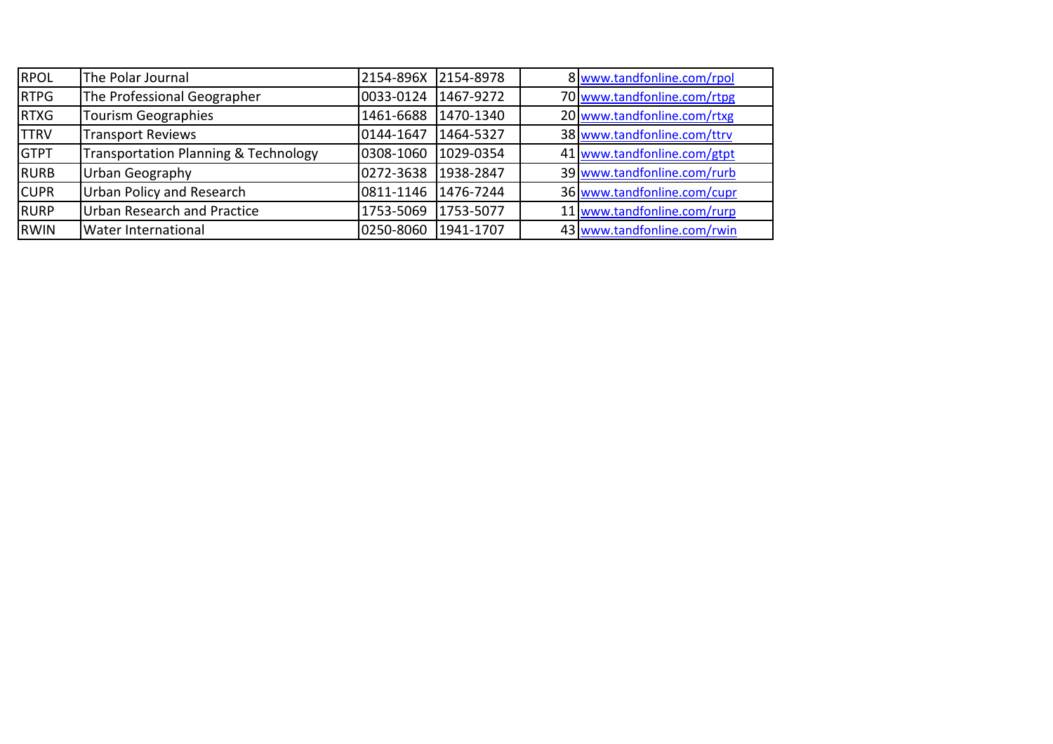| | | | | | |
|---|---|---|---|---|---|
| RPOL | The Polar Journal | 2154-896X | 2154-8978 | 8 | www.tandfonline.com/rpol |
| RTPG | The Professional Geographer | 0033-0124 | 1467-9272 | 70 | www.tandfonline.com/rtpg |
| RTXG | Tourism Geographies | 1461-6688 | 1470-1340 | 20 | www.tandfonline.com/rtxg |
| TTRV | Transport Reviews | 0144-1647 | 1464-5327 | 38 | www.tandfonline.com/ttrv |
| GTPT | Transportation Planning & Technology | 0308-1060 | 1029-0354 | 41 | www.tandfonline.com/gtpt |
| RURB | Urban Geography | 0272-3638 | 1938-2847 | 39 | www.tandfonline.com/rurb |
| CUPR | Urban Policy and Research | 0811-1146 | 1476-7244 | 36 | www.tandfonline.com/cupr |
| RURP | Urban Research and Practice | 1753-5069 | 1753-5077 | 11 | www.tandfonline.com/rurp |
| RWIN | Water International | 0250-8060 | 1941-1707 | 43 | www.tandfonline.com/rwin |